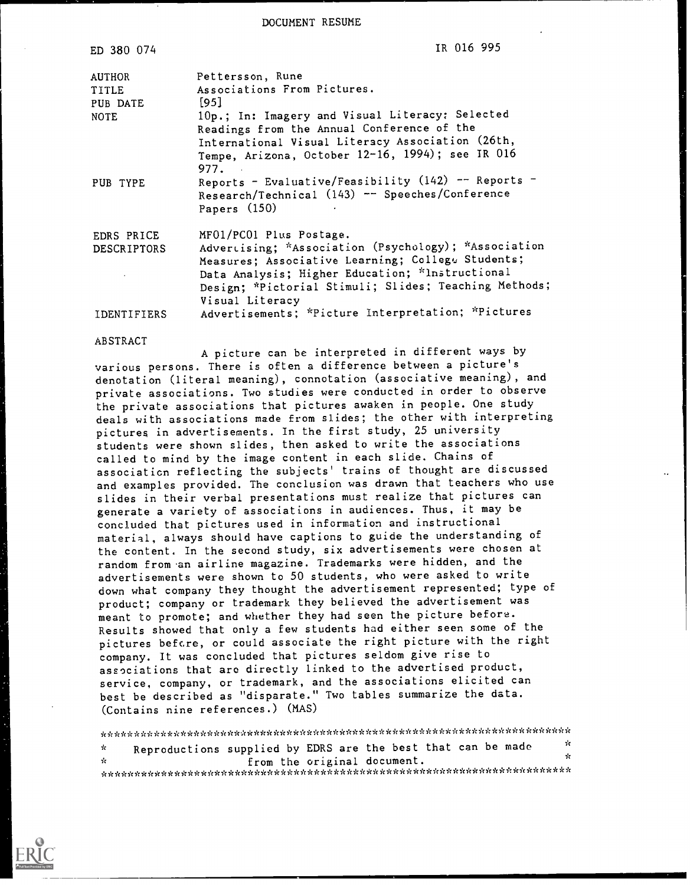DOCUMENT RESUME

| | |
|---|---|
| ED 380 074 | IR 016 995 |
| AUTHOR | Pettersson, Rune |
| TITLE | Associations From Pictures. |
| PUB DATE | [95] |
| NOTE | 10p.; In: Imagery and Visual Literacy: Selected Readings from the Annual Conference of the International Visual Literacy Association (26th, Tempe, Arizona, October 12-16, 1994); see IR 016 977. |
| PUB TYPE | Reports - Evaluative/Feasibility (142) -- Reports - Research/Technical (143) -- Speeches/Conference Papers (150) |
| EDRS PRICE | MF01/PC01 Plus Postage. |
| DESCRIPTORS | Advertising; *Association (Psychology); *Association Measures; Associative Learning; College Students; Data Analysis; Higher Education; *Instructional Design; *Pictorial Stimuli; Slides; Teaching Methods; Visual Literacy |
| IDENTIFIERS | Advertisements; *Picture Interpretation; *Pictures |

ABSTRACT

A picture can be interpreted in different ways by various persons. There is often a difference between a picture's denotation (literal meaning), connotation (associative meaning), and private associations. Two studies were conducted in order to observe the private associations that pictures awaken in people. One study deals with associations made from slides; the other with interpreting pictures in advertisements. In the first study, 25 university students were shown slides, then asked to write the associations called to mind by the image content in each slide. Chains of association reflecting the subjects' trains of thought are discussed and examples provided. The conclusion was drawn that teachers who use slides in their verbal presentations must realize that pictures can generate a variety of associations in audiences. Thus, it may be concluded that pictures used in information and instructional material, always should have captions to guide the understanding of the content. In the second study, six advertisements were chosen at random from an airline magazine. Trademarks were hidden, and the advertisements were shown to 50 students, who were asked to write down what company they thought the advertisement represented; type of product; company or trademark they believed the advertisement was meant to promote; and whether they had seen the picture before. Results showed that only a few students had either seen some of the pictures before, or could associate the right picture with the right company. It was concluded that pictures seldom give rise to associations that are directly linked to the advertised product, service, company, or trademark, and the associations elicited can best be described as "disparate." Two tables summarize the data. (Contains nine references.) (MAS)

***********************************************************************
* Reproductions supplied by EDRS are the best that can be made *
* from the original document. *
***********************************************************************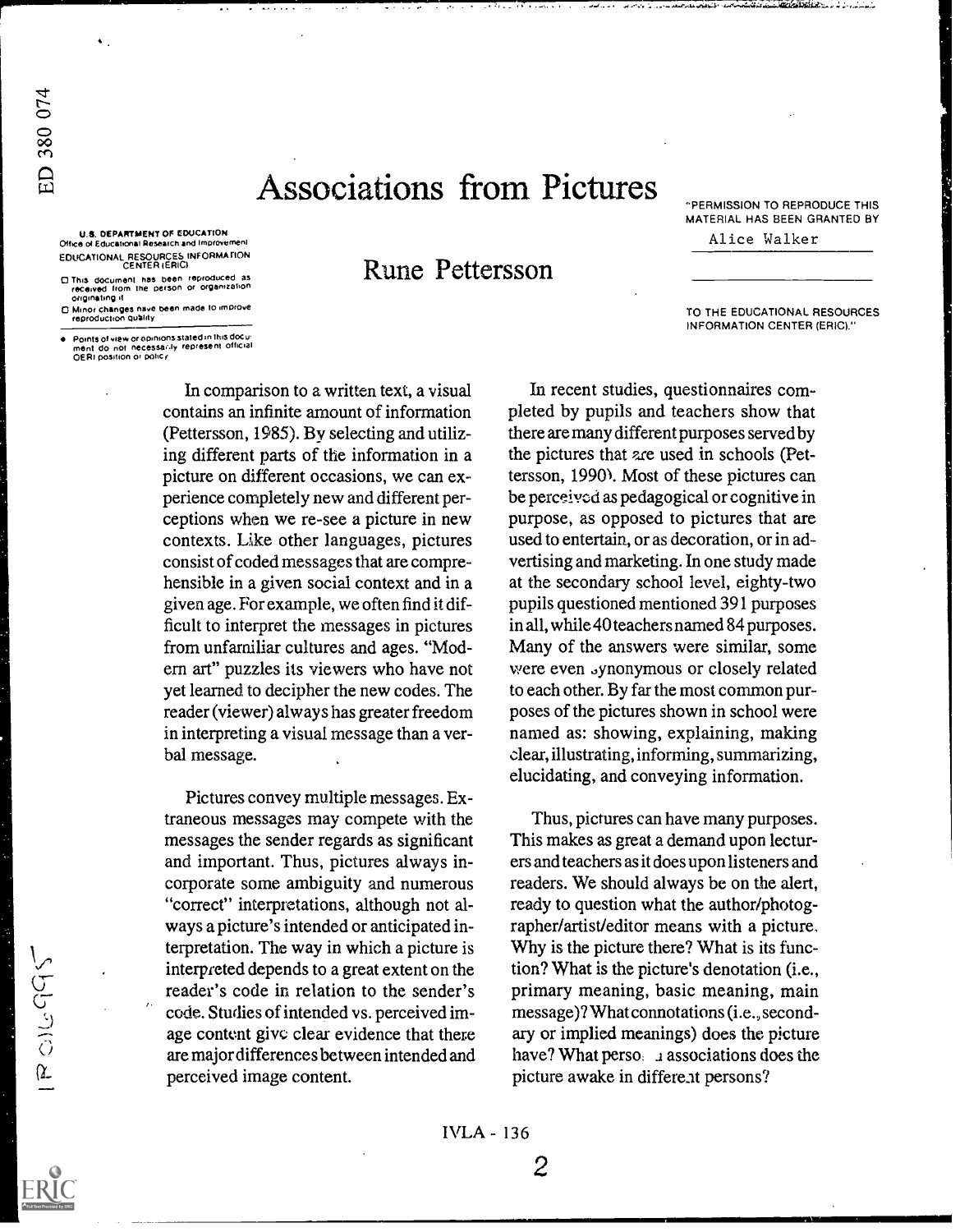# Associations from Pictures

## Rune Pettersson

In comparison to a written text, a visual contains an infinite amount of information (Pettersson, 1985). By selecting and utilizing different parts of the information in a picture on different occasions, we can experience completely new and different perceptions when we re-see a picture in new contexts. Like other languages, pictures consist of coded messages that are comprehensible in a given social context and in a given age. For example, we often find it difficult to interpret the messages in pictures from unfamiliar cultures and ages. "Modern art" puzzles its viewers who have not yet learned to decipher the new codes. The reader (viewer) always has greater freedom in interpreting a visual message than a verbal message.

Pictures convey multiple messages. Extraneous messages may compete with the messages the sender regards as significant and important. Thus, pictures always incorporate some ambiguity and numerous "correct" interpretations, although not always a picture's intended or anticipated interpretation. The way in which a picture is interpreted depends to a great extent on the reader's code in relation to the sender's code. Studies of intended vs. perceived image content give clear evidence that there are major differences between intended and perceived image content.

In recent studies, questionnaires completed by pupils and teachers show that there are many different purposes served by the pictures that are used in schools (Pettersson, 1990). Most of these pictures can be perceived as pedagogical or cognitive in purpose, as opposed to pictures that are used to entertain, or as decoration, or in advertising and marketing. In one study made at the secondary school level, eighty-two pupils questioned mentioned 391 purposes in all, while 40 teachers named 84 purposes. Many of the answers were similar, some were even synonymous or closely related to each other. By far the most common purposes of the pictures shown in school were named as: showing, explaining, making clear, illustrating, informing, summarizing, elucidating, and conveying information.

Thus, pictures can have many purposes. This makes as great a demand upon lecturers and teachers as it does upon listeners and readers. We should always be on the alert, ready to question what the author/photographer/artist/editor means with a picture. Why is the picture there? What is its function? What is the picture's denotation (i.e., primary meaning, basic meaning, main message)? What connotations (i.e., secondary or implied meanings) does the picture have? What personal associations does the picture awake in different persons?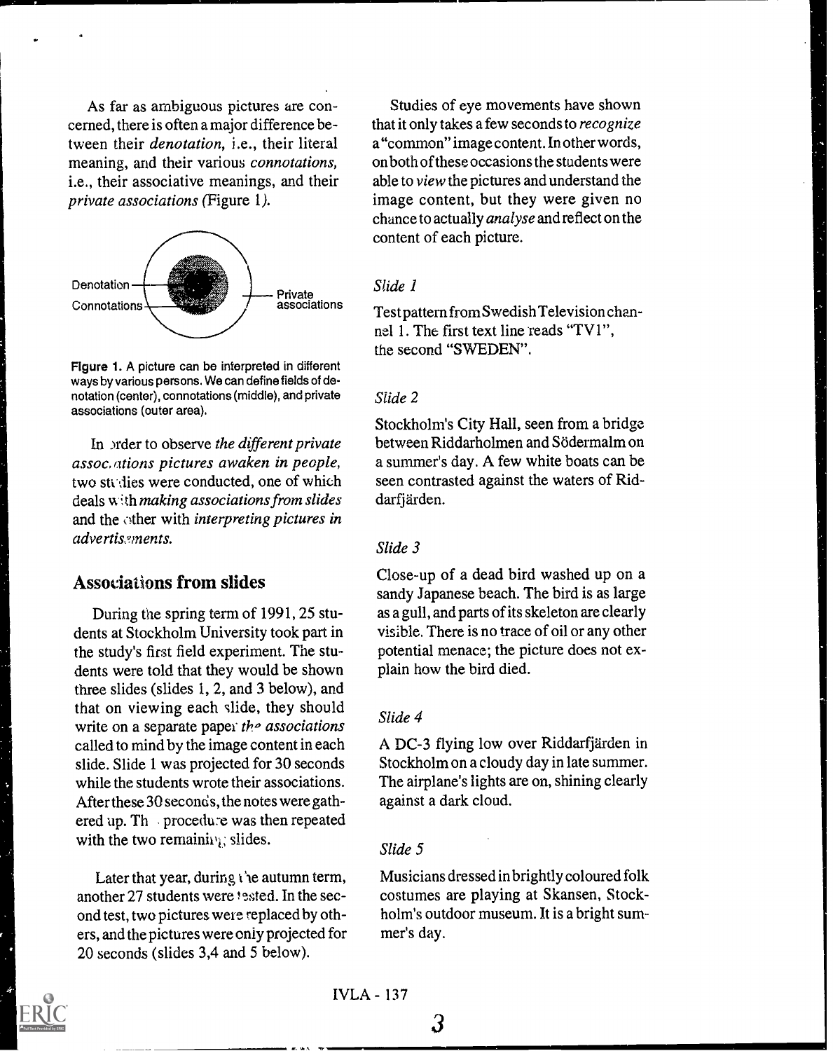As far as ambiguous pictures are concerned, there is often a major difference between their *denotation*, i.e., their literal meaning, and their various *connotations*, i.e., their associative meanings, and their *private associations* (Figure 1).

Denotation
Connotations
Private associations

Figure 1. A picture can be interpreted in different ways by various persons. We can define fields of denotation (center), connotations (middle), and private associations (outer area).

In order to observe *the different private associations pictures awaken in people*, two studies were conducted, one of which deals with *making associations from slides* and the other with *interpreting pictures in advertisements.*

## Associations from slides

During the spring term of 1991, 25 students at Stockholm University took part in the study's first field experiment. The students were told that they would be shown three slides (slides 1, 2, and 3 below), and that on viewing each slide, they should write on a separate paper *the associations* called to mind by the image content in each slide. Slide 1 was projected for 30 seconds while the students wrote their associations. After these 30 seconds, the notes were gathered up. The procedure was then repeated with the two remaining slides.

Later that year, during the autumn term, another 27 students were tested. In the second test, two pictures were replaced by others, and the pictures were only projected for 20 seconds (slides 3,4 and 5 below).

Studies of eye movements have shown that it only takes a few seconds to *recognize* a "common" image content. In other words, on both of these occasions the students were able to *view* the pictures and understand the image content, but they were given no chance to actually *analyse* and reflect on the content of each picture.

*Slide 1*

Test pattern from Swedish Television channel 1. The first text line reads "TV1", the second "SWEDEN".

*Slide 2*

Stockholm's City Hall, seen from a bridge between Riddarholmen and Södermalm on a summer's day. A few white boats can be seen contrasted against the waters of Riddarfjärden.

*Slide 3*

Close-up of a dead bird washed up on a sandy Japanese beach. The bird is as large as a gull, and parts of its skeleton are clearly visible. There is no trace of oil or any other potential menace; the picture does not explain how the bird died.

*Slide 4*

A DC-3 flying low over Riddarfjärden in Stockholm on a cloudy day in late summer. The airplane's lights are on, shining clearly against a dark cloud.

*Slide 5*

Musicians dressed in brightly coloured folk costumes are playing at Skansen, Stockholm's outdoor museum. It is a bright summer's day.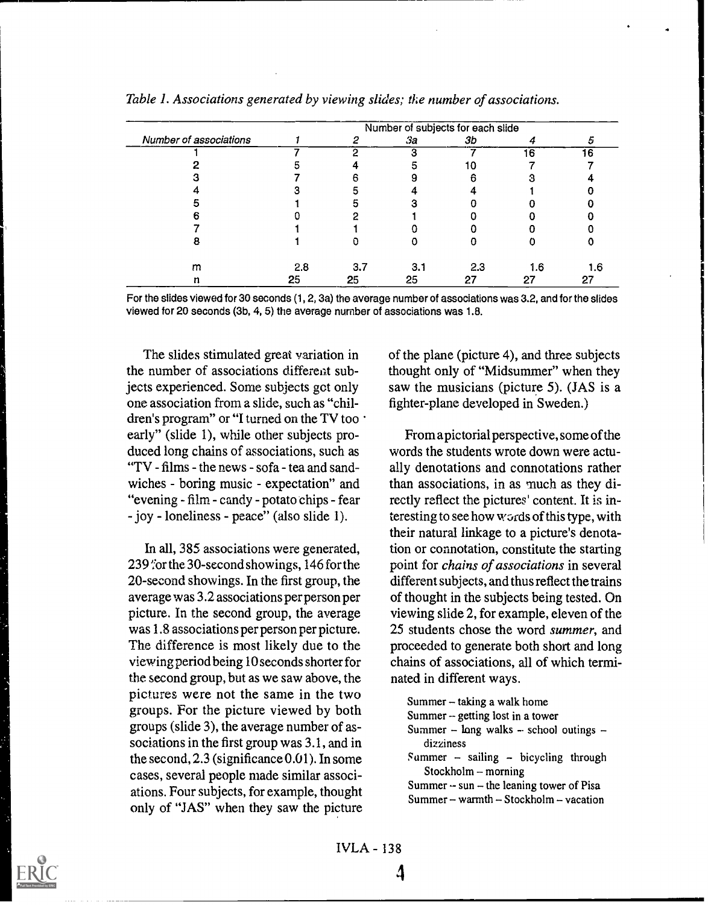*Table 1. Associations generated by viewing slides; the number of associations.*

| Number of associations | Number of subjects for each slide | | | | | |
|---|---|---|---|---|---|---|
| | 1 | 2 | 3a | 3b | 4 | 5 |
| 1 | 7 | 2 | 3 | 7 | 16 | 16 |
| 2 | 5 | 4 | 5 | 10 | 7 | 7 |
| 3 | 7 | 6 | 9 | 6 | 3 | 4 |
| 4 | 3 | 5 | 4 | 4 | 1 | 0 |
| 5 | 1 | 5 | 3 | 0 | 0 | 0 |
| 6 | 0 | 2 | 1 | 0 | 0 | 0 |
| 7 | 1 | 1 | 0 | 0 | 0 | 0 |
| 8 | 1 | 0 | 0 | 0 | 0 | 0 |
| m | 2.8 | 3.7 | 3.1 | 2.3 | 1.6 | 1.6 |
| n | 25 | 25 | 25 | 27 | 27 | 27 |

For the slides viewed for 30 seconds (1, 2, 3a) the average number of associations was 3.2, and for the slides viewed for 20 seconds (3b, 4, 5) the average number of associations was 1.8.

The slides stimulated great variation in the number of associations different subjects experienced. Some subjects got only one association from a slide, such as "children's program" or "I turned on the TV too early" (slide 1), while other subjects produced long chains of associations, such as "TV - films - the news - sofa - tea and sandwiches - boring music - expectation" and "evening - film - candy - potato chips - fear - joy - loneliness - peace" (also slide 1).

In all, 385 associations were generated, 239 for the 30-second showings, 146 for the 20-second showings. In the first group, the average was 3.2 associations per person per picture. In the second group, the average was 1.8 associations per person per picture. The difference is most likely due to the viewing period being 10 seconds shorter for the second group, but as we saw above, the pictures were not the same in the two groups. For the picture viewed by both groups (slide 3), the average number of associations in the first group was 3.1, and in the second, 2.3 (significance 0.01). In some cases, several people made similar associations. Four subjects, for example, thought only of "JAS" when they saw the picture of the plane (picture 4), and three subjects thought only of "Midsummer" when they saw the musicians (picture 5). (JAS is a fighter-plane developed in Sweden.)

From a pictorial perspective, some of the words the students wrote down were actually denotations and connotations rather than associations, in as much as they directly reflect the pictures' content. It is interesting to see how words of this type, with their natural linkage to a picture's denotation or connotation, constitute the starting point for *chains of associations* in several different subjects, and thus reflect the trains of thought in the subjects being tested. On viewing slide 2, for example, eleven of the 25 students chose the word *summer*, and proceeded to generate both short and long chains of associations, all of which terminated in different ways.

Summer – taking a walk home
Summer – getting lost in a tower
Summer – long walks – school outings – dizziness
Summer – sailing – bicycling through Stockholm – morning
Summer – sun – the leaning tower of Pisa
Summer – warmth – Stockholm – vacation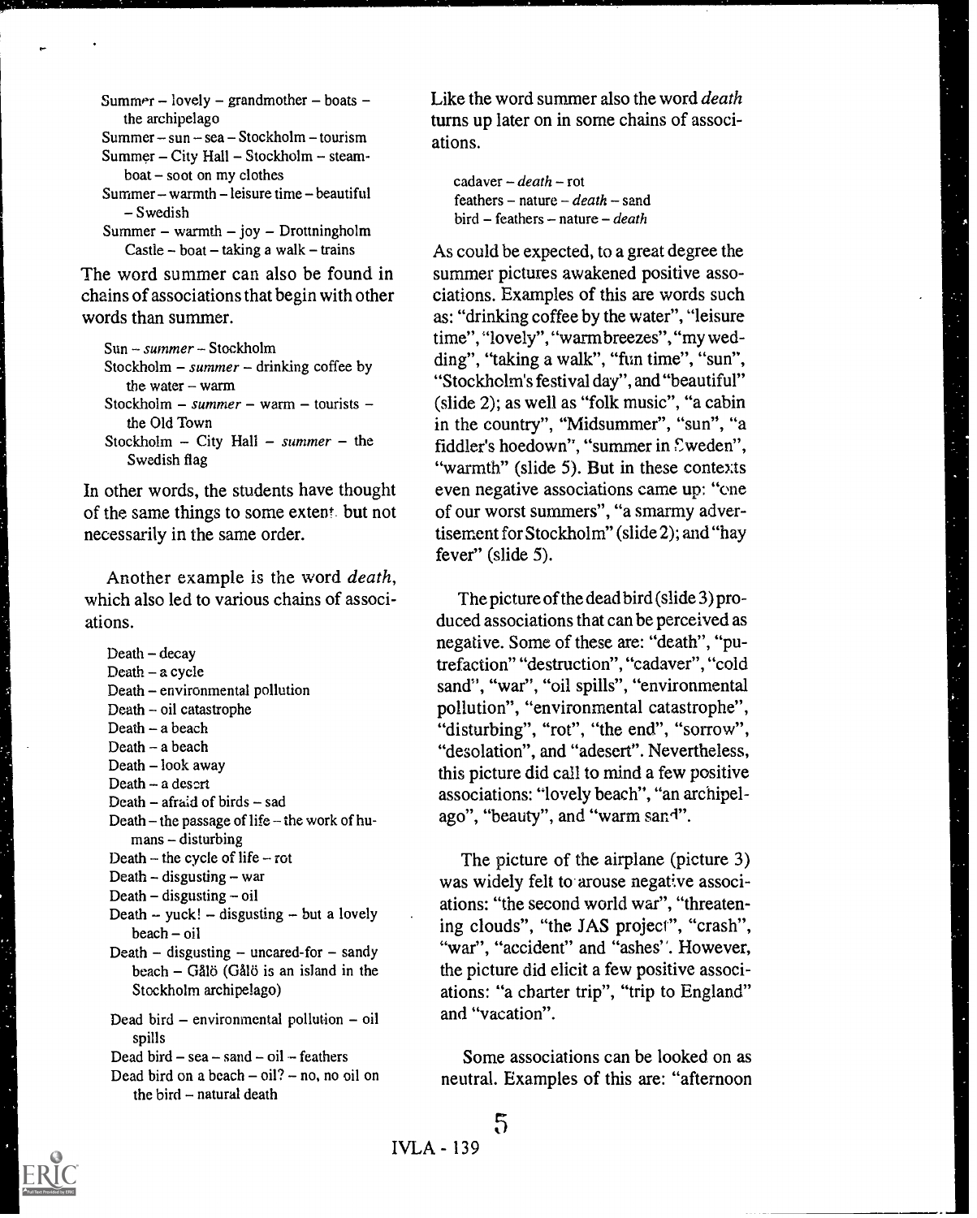Summer – lovely – grandmother – boats – the archipelago
Summer – sun – sea – Stockholm – tourism
Summer – City Hall – Stockholm – steamboat – soot on my clothes
Summer – warmth – leisure time – beautiful – Swedish
Summer – warmth – joy – Drottningholm Castle – boat – taking a walk – trains

The word summer can also be found in chains of associations that begin with other words than summer.

Sun – *summer* – Stockholm
Stockholm – *summer* – drinking coffee by the water – warm
Stockholm – *summer* – warm – tourists – the Old Town
Stockholm – City Hall – *summer* – the Swedish flag

In other words, the students have thought of the same things to some extent but not necessarily in the same order.

Another example is the word *death*, which also led to various chains of associations.

Death – decay
Death – a cycle
Death – environmental pollution
Death – oil catastrophe
Death – a beach
Death – a beach
Death – look away
Death – a desert
Death – afraid of birds – sad
Death – the passage of life – the work of humans – disturbing
Death – the cycle of life – rot
Death – disgusting – war
Death – disgusting – oil
Death – yuck! – disgusting – but a lovely beach – oil
Death – disgusting – uncared-for – sandy beach – Gålö (Gålö is an island in the Stockholm archipelago)

Dead bird – environmental pollution – oil spills
Dead bird – sea – sand – oil – feathers
Dead bird on a beach – oil? – no, no oil on the bird – natural death

Like the word summer also the word *death* turns up later on in some chains of associations.

cadaver – *death* – rot
feathers – nature – *death* – sand
bird – feathers – nature – *death*

As could be expected, to a great degree the summer pictures awakened positive associations. Examples of this are words such as: "drinking coffee by the water", "leisure time", "lovely", "warm breezes", "my wedding", "taking a walk", "fun time", "sun", "Stockholm's festival day", and "beautiful" (slide 2); as well as "folk music", "a cabin in the country", "Midsummer", "sun", "a fiddler's hoedown", "summer in Sweden", "warmth" (slide 5). But in these contexts even negative associations came up: "one of our worst summers", "a smarmy advertisement for Stockholm" (slide 2); and "hay fever" (slide 5).

The picture of the dead bird (slide 3) produced associations that can be perceived as negative. Some of these are: "death", "putrefaction" "destruction", "cadaver", "cold sand", "war", "oil spills", "environmental pollution", "environmental catastrophe", "disturbing", "rot", "the end", "sorrow", "desolation", and "a desert". Nevertheless, this picture did call to mind a few positive associations: "lovely beach", "an archipelago", "beauty", and "warm sand".

The picture of the airplane (picture 3) was widely felt to arouse negative associations: "the second world war", "threatening clouds", "the JAS project", "crash", "war", "accident" and "ashes". However, the picture did elicit a few positive associations: "a charter trip", "trip to England" and "vacation".

Some associations can be looked on as neutral. Examples of this are: "afternoon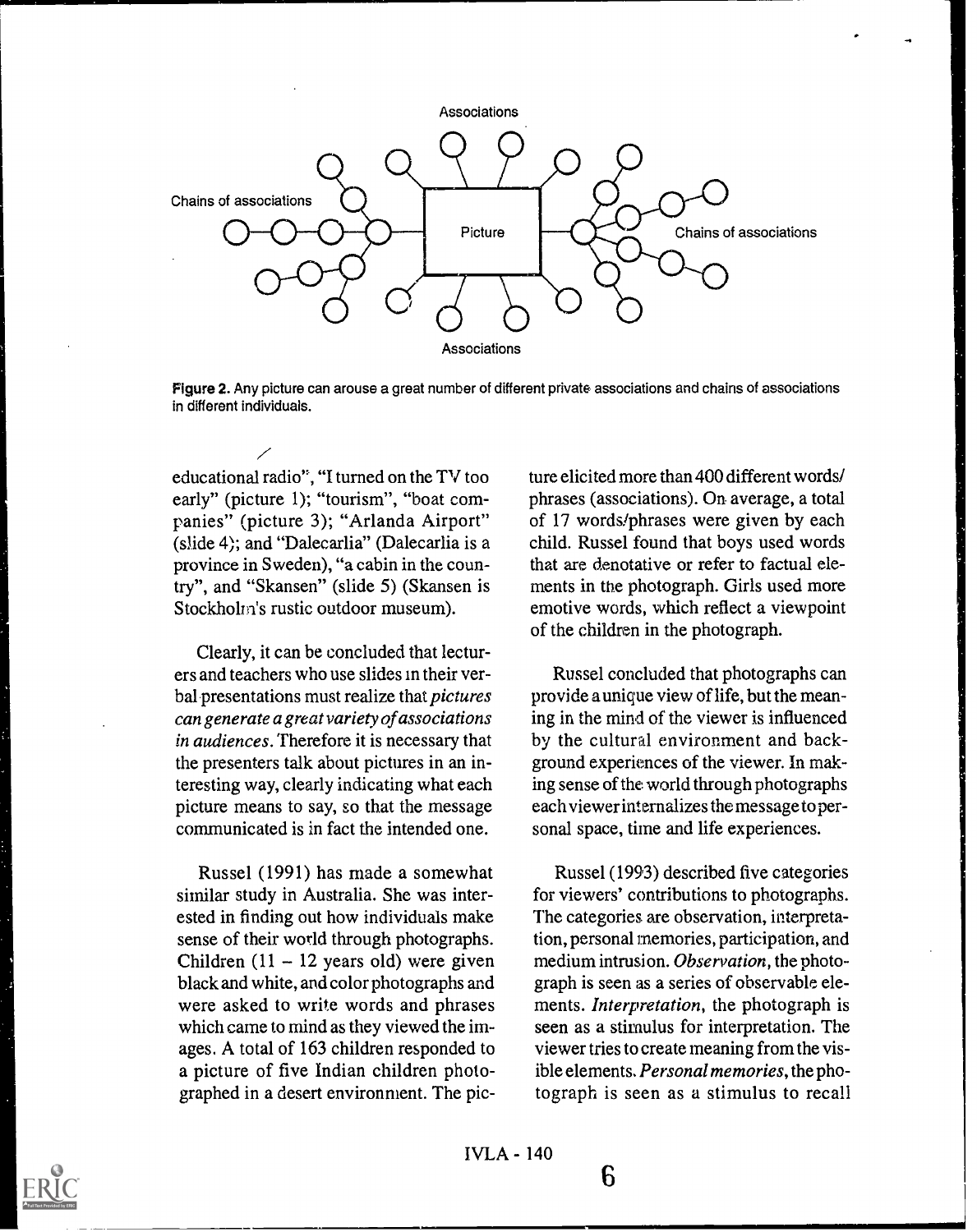Associations

Chains of associations

Picture

Chains of associations

Associations

**Figure 2.** Any picture can arouse a great number of different private associations and chains of associations in different individuals.

educational radio", "I turned on the TV too early" (picture 1); "tourism", "boat companies" (picture 3); "Arlanda Airport" (slide 4); and "Dalecarlia" (Dalecarlia is a province in Sweden), "a cabin in the country", and "Skansen" (slide 5) (Skansen is Stockholm's rustic outdoor museum).

Clearly, it can be concluded that lecturers and teachers who use slides in their verbal presentations must realize that *pictures can generate a great variety of associations in audiences*. Therefore it is necessary that the presenters talk about pictures in an interesting way, clearly indicating what each picture means to say, so that the message communicated is in fact the intended one.

Russel (1991) has made a somewhat similar study in Australia. She was interested in finding out how individuals make sense of their world through photographs. Children (11 – 12 years old) were given black and white, and color photographs and were asked to write words and phrases which came to mind as they viewed the images. A total of 163 children responded to a picture of five Indian children photographed in a desert environment. The picture elicited more than 400 different words/phrases (associations). On average, a total of 17 words/phrases were given by each child. Russel found that boys used words that are denotative or refer to factual elements in the photograph. Girls used more emotive words, which reflect a viewpoint of the children in the photograph.

Russel concluded that photographs can provide a unique view of life, but the meaning in the mind of the viewer is influenced by the cultural environment and background experiences of the viewer. In making sense of the world through photographs each viewer internalizes the message to personal space, time and life experiences.

Russel (1993) described five categories for viewers' contributions to photographs. The categories are observation, interpretation, personal memories, participation, and medium intrusion. *Observation*, the photograph is seen as a series of observable elements. *Interpretation*, the photograph is seen as a stimulus for interpretation. The viewer tries to create meaning from the visible elements. *Personal memories*, the photograph is seen as a stimulus to recall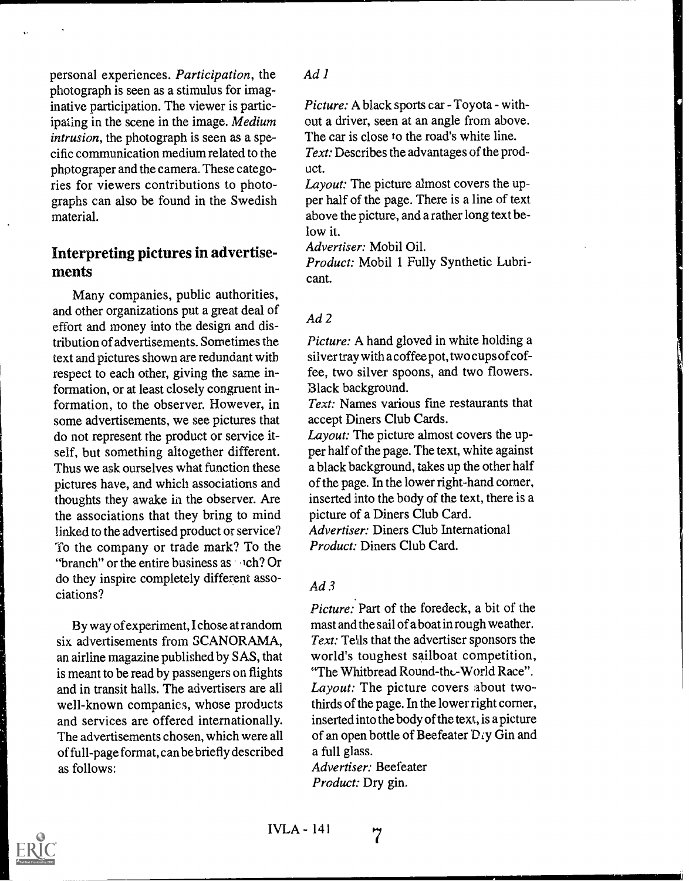personal experiences. *Participation*, the photograph is seen as a stimulus for imaginative participation. The viewer is participating in the scene in the image. *Medium intrusion*, the photograph is seen as a specific communication medium related to the photograper and the camera. These categories for viewers contributions to photographs can also be found in the Swedish material.

## Interpreting pictures in advertisements

Many companies, public authorities, and other organizations put a great deal of effort and money into the design and distribution of advertisements. Sometimes the text and pictures shown are redundant with respect to each other, giving the same information, or at least closely congruent information, to the observer. However, in some advertisements, we see pictures that do not represent the product or service itself, but something altogether different. Thus we ask ourselves what function these pictures have, and which associations and thoughts they awake in the observer. Are the associations that they bring to mind linked to the advertised product or service? To the company or trade mark? To the "branch" or the entire business as such? Or do they inspire completely different associations?

By way of experiment, I chose at random six advertisements from SCANORAMA, an airline magazine published by SAS, that is meant to be read by passengers on flights and in transit halls. The advertisers are all well-known companies, whose products and services are offered internationally. The advertisements chosen, which were all of full-page format, can be briefly described as follows:

*Ad 1*

*Picture:* A black sports car - Toyota - without a driver, seen at an angle from above. The car is close to the road's white line.
*Text:* Describes the advantages of the product.
*Layout:* The picture almost covers the upper half of the page. There is a line of text above the picture, and a rather long text below it.
*Advertiser:* Mobil Oil.
*Product:* Mobil 1 Fully Synthetic Lubricant.

*Ad 2*

*Picture:* A hand gloved in white holding a silver tray with a coffee pot, two cups of coffee, two silver spoons, and two flowers. Black background.
*Text:* Names various fine restaurants that accept Diners Club Cards.
*Layout:* The picture almost covers the upper half of the page. The text, white against a black background, takes up the other half of the page. In the lower right-hand corner, inserted into the body of the text, there is a picture of a Diners Club Card.
*Advertiser:* Diners Club International
*Product:* Diners Club Card.

*Ad 3*

*Picture:* Part of the foredeck, a bit of the mast and the sail of a boat in rough weather.
*Text:* Tells that the advertiser sponsors the world's toughest sailboat competition, "The Whitbread Round-the-World Race".
*Layout:* The picture covers about two-thirds of the page. In the lower right corner, inserted into the body of the text, is a picture of an open bottle of Beefeater Dry Gin and a full glass.
*Advertiser:* Beefeater
*Product:* Dry gin.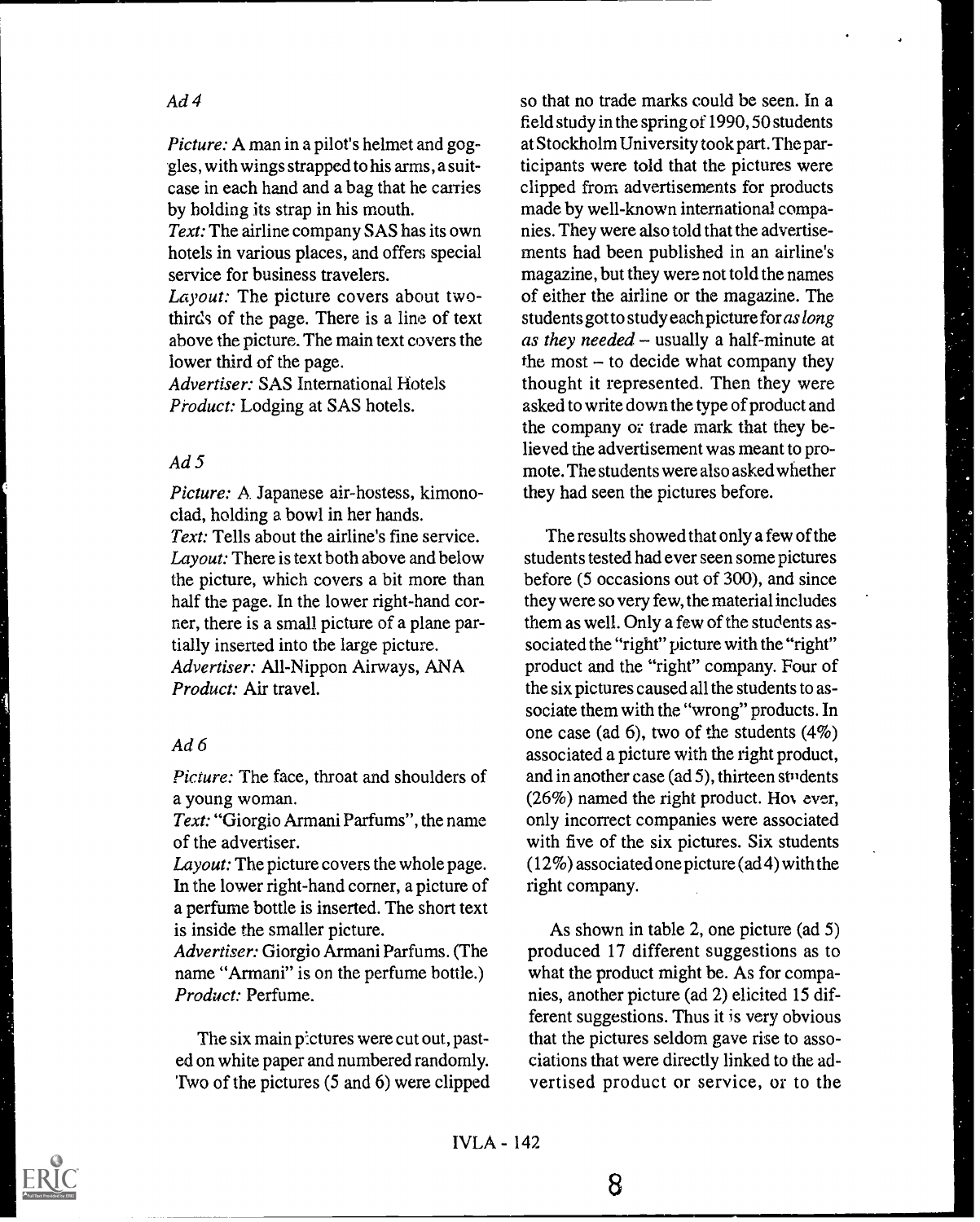*Ad 4*

*Picture:* A man in a pilot's helmet and goggles, with wings strapped to his arms, a suitcase in each hand and a bag that he carries by holding its strap in his mouth.
*Text:* The airline company SAS has its own hotels in various places, and offers special service for business travelers.
*Layout:* The picture covers about two-thirds of the page. There is a line of text above the picture. The main text covers the lower third of the page.
*Advertiser:* SAS International Hotels
*Product:* Lodging at SAS hotels.

*Ad 5*

*Picture:* A Japanese air-hostess, kimono-clad, holding a bowl in her hands.
*Text:* Tells about the airline's fine service.
*Layout:* There is text both above and below the picture, which covers a bit more than half the page. In the lower right-hand corner, there is a small picture of a plane partially inserted into the large picture.
*Advertiser:* All-Nippon Airways, ANA
*Product:* Air travel.

*Ad 6*

*Picture:* The face, throat and shoulders of a young woman.
*Text:* "Giorgio Armani Parfums", the name of the advertiser.
*Layout:* The picture covers the whole page. In the lower right-hand corner, a picture of a perfume bottle is inserted. The short text is inside the smaller picture.
*Advertiser:* Giorgio Armani Parfums. (The name "Armani" is on the perfume bottle.)
*Product:* Perfume.

The six main pictures were cut out, pasted on white paper and numbered randomly. Two of the pictures (5 and 6) were clipped so that no trade marks could be seen. In a field study in the spring of 1990, 50 students at Stockholm University took part. The participants were told that the pictures were clipped from advertisements for products made by well-known international companies. They were also told that the advertisements had been published in an airline's magazine, but they were not told the names of either the airline or the magazine. The students got to study each picture for *as long as they needed* – usually a half-minute at the most – to decide what company they thought it represented. Then they were asked to write down the type of product and the company or trade mark that they believed the advertisement was meant to promote. The students were also asked whether they had seen the pictures before.

The results showed that only a few of the students tested had ever seen some pictures before (5 occasions out of 300), and since they were so very few, the material includes them as well. Only a few of the students associated the "right" picture with the "right" product and the "right" company. Four of the six pictures caused all the students to associate them with the "wrong" products. In one case (ad 6), two of the students (4%) associated a picture with the right product, and in another case (ad 5), thirteen students (26%) named the right product. However, only incorrect companies were associated with five of the six pictures. Six students (12%) associated one picture (ad 4) with the right company.

As shown in table 2, one picture (ad 5) produced 17 different suggestions as to what the product might be. As for companies, another picture (ad 2) elicited 15 different suggestions. Thus it is very obvious that the pictures seldom gave rise to associations that were directly linked to the advertised product or service, or to the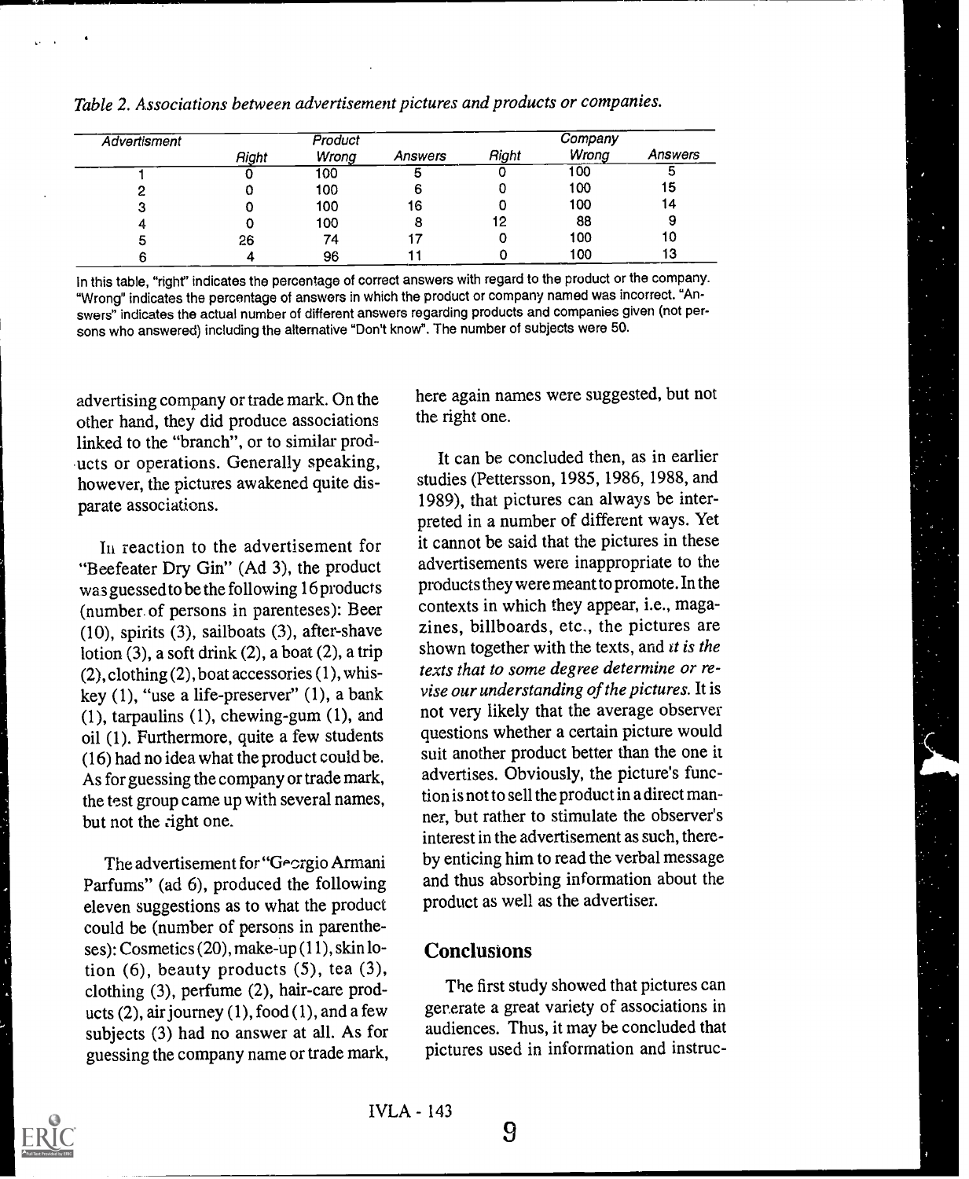*Table 2. Associations between advertisement pictures and products or companies.*

| Advertisment | Product | | | Company | | |
|---|---|---|---|---|---|---|
| | Right | Wrong | Answers | Right | Wrong | Answers |
| 1 | 0 | 100 | 5 | 0 | 100 | 5 |
| 2 | 0 | 100 | 6 | 0 | 100 | 15 |
| 3 | 0 | 100 | 16 | 0 | 100 | 14 |
| 4 | 0 | 100 | 8 | 12 | 88 | 9 |
| 5 | 26 | 74 | 17 | 0 | 100 | 10 |
| 6 | 4 | 96 | 11 | 0 | 100 | 13 |

In this table, "right" indicates the percentage of correct answers with regard to the product or the company. "Wrong" indicates the percentage of answers in which the product or company named was incorrect. "Answers" indicates the actual number of different answers regarding products and companies given (not persons who answered) including the alternative "Don't know". The number of subjects were 50.

advertising company or trade mark. On the other hand, they did produce associations linked to the "branch", or to similar products or operations. Generally speaking, however, the pictures awakened quite disparate associations.

In reaction to the advertisement for "Beefeater Dry Gin" (Ad 3), the product was guessed to be the following 16 products (number of persons in parenteses): Beer (10), spirits (3), sailboats (3), after-shave lotion (3), a soft drink (2), a boat (2), a trip (2), clothing (2), boat accessories (1), whiskey (1), "use a life-preserver" (1), a bank (1), tarpaulins (1), chewing-gum (1), and oil (1). Furthermore, quite a few students (16) had no idea what the product could be. As for guessing the company or trade mark, the test group came up with several names, but not the right one.

The advertisement for "Georgio Armani Parfums" (ad 6), produced the following eleven suggestions as to what the product could be (number of persons in parentheses): Cosmetics (20), make-up (11), skin lotion (6), beauty products (5), tea (3), clothing (3), perfume (2), hair-care products (2), air journey (1), food (1), and a few subjects (3) had no answer at all. As for guessing the company name or trade mark, here again names were suggested, but not the right one.

It can be concluded then, as in earlier studies (Pettersson, 1985, 1986, 1988, and 1989), that pictures can always be interpreted in a number of different ways. Yet it cannot be said that the pictures in these advertisements were inappropriate to the products they were meant to promote. In the contexts in which they appear, i.e., magazines, billboards, etc., the pictures are shown together with the texts, and *it is the texts that to some degree determine or revise our understanding of the pictures.* It is not very likely that the average observer questions whether a certain picture would suit another product better than the one it advertises. Obviously, the picture's function is not to sell the product in a direct manner, but rather to stimulate the observer's interest in the advertisement as such, thereby enticing him to read the verbal message and thus absorbing information about the product as well as the advertiser.

## Conclusions

The first study showed that pictures can generate a great variety of associations in audiences. Thus, it may be concluded that pictures used in information and instruc-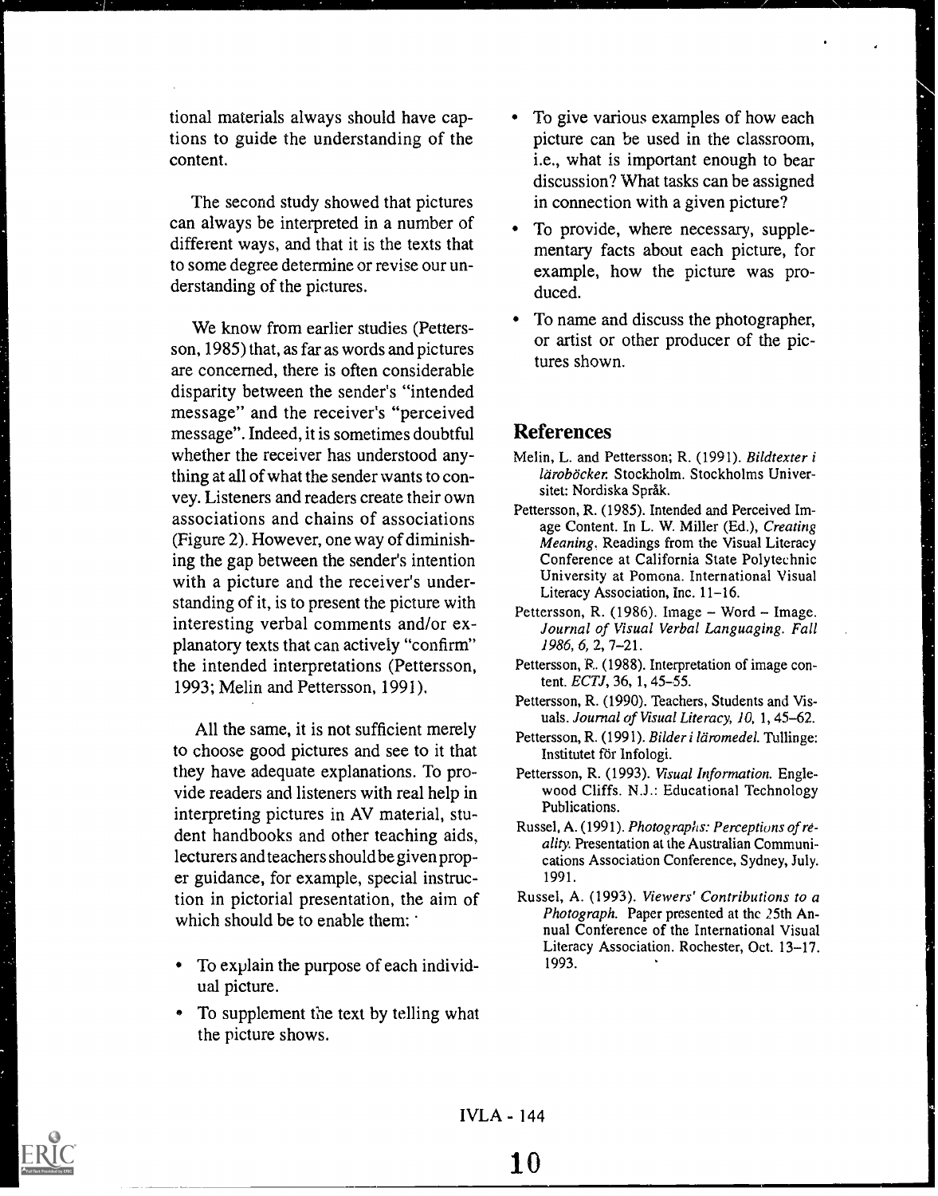tional materials always should have captions to guide the understanding of the content.

The second study showed that pictures can always be interpreted in a number of different ways, and that it is the texts that to some degree determine or revise our understanding of the pictures.

We know from earlier studies (Pettersson, 1985) that, as far as words and pictures are concerned, there is often considerable disparity between the sender's "intended message" and the receiver's "perceived message". Indeed, it is sometimes doubtful whether the receiver has understood anything at all of what the sender wants to convey. Listeners and readers create their own associations and chains of associations (Figure 2). However, one way of diminishing the gap between the sender's intention with a picture and the receiver's understanding of it, is to present the picture with interesting verbal comments and/or explanatory texts that can actively "confirm" the intended interpretations (Pettersson, 1993; Melin and Pettersson, 1991).

All the same, it is not sufficient merely to choose good pictures and see to it that they have adequate explanations. To provide readers and listeners with real help in interpreting pictures in AV material, student handbooks and other teaching aids, lecturers and teachers should be given proper guidance, for example, special instruction in pictorial presentation, the aim of which should be to enable them:

- To explain the purpose of each individual picture.
- To supplement the text by telling what the picture shows.
- To give various examples of how each picture can be used in the classroom, i.e., what is important enough to bear discussion? What tasks can be assigned in connection with a given picture?
- To provide, where necessary, supplementary facts about each picture, for example, how the picture was produced.
- To name and discuss the photographer, or artist or other producer of the pictures shown.

## References

Melin, L. and Pettersson; R. (1991). *Bildtexter i läroböcker.* Stockholm. Stockholms Universitet: Nordiska Språk.

Pettersson, R. (1985). Intended and Perceived Image Content. In L. W. Miller (Ed.), *Creating Meaning*. Readings from the Visual Literacy Conference at California State Polytechnic University at Pomona. International Visual Literacy Association, Inc. 11–16.

Pettersson, R. (1986). Image – Word – Image. *Journal of Visual Verbal Languaging. Fall 1986, 6,* 2, 7–21.

Pettersson, R. (1988). Interpretation of image content. *ECTJ*, 36, 1, 45–55.

Pettersson, R. (1990). Teachers, Students and Visuals. *Journal of Visual Literacy, 10*, 1, 45–62.

Pettersson, R. (1991). *Bilder i läromedel.* Tullinge: Institutet för Infologi.

Pettersson, R. (1993). *Visual Information.* Englewood Cliffs. N.J.: Educational Technology Publications.

Russel, A. (1991). *Photographs: Perceptions of reality.* Presentation at the Australian Communications Association Conference, Sydney, July. 1991.

Russel, A. (1993). *Viewers' Contributions to a Photograph.* Paper presented at the 25th Annual Conference of the International Visual Literacy Association. Rochester, Oct. 13–17. 1993.